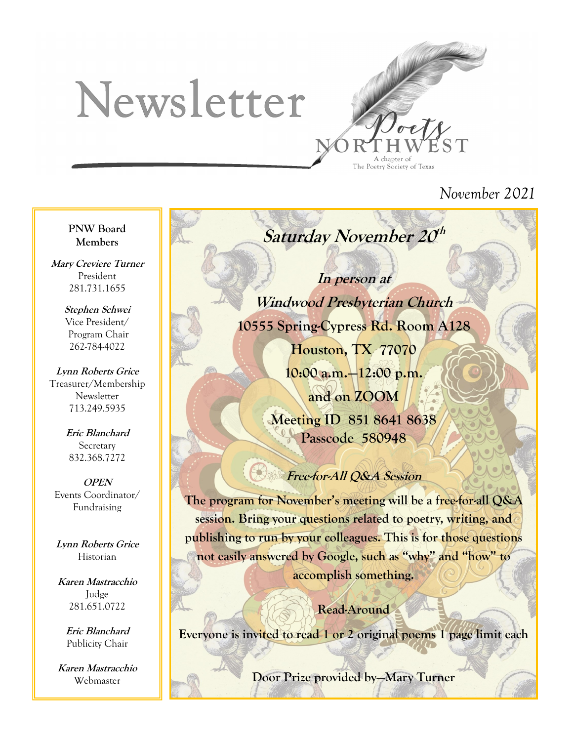# Newsletter

Poets NORTHWEST

A chapter of The Poetry Society of Texas

*November 2021*

**PNW Board Members**

***Mary Creviere Turner***
President
281.731.1655

***Stephen Schwei***
Vice President/ Program Chair
262-784-4022

***Lynn Roberts Grice***
Treasurer/Membership
Newsletter
713.249.5935

***Eric Blanchard***
Secretary
832.368.7272

***OPEN***
Events Coordinator/ Fundraising

***Lynn Roberts Grice***
Historian

***Karen Mastracchio***
Judge
281.651.0722

***Eric Blanchard***
Publicity Chair

***Karen Mastracchio***
Webmaster

## *Saturday November 20th*

***In person at***

***Windwood Presbyterian Church***

**10555 Spring-Cypress Rd. Room A128**

**Houston, TX 77070**

**10:00 a.m.—12:00 p.m.**

**and on ZOOM**

**Meeting ID 851 8641 8638**

**Passcode 580948**

### *Free-for-All Q&A Session*

**The program for November's meeting will be a free-for-all Q&A session. Bring your questions related to poetry, writing, and publishing to run by your colleagues. This is for those questions not easily answered by Google, such as "why" and "how" to accomplish something.**

### Read-Around

**Everyone is invited to read 1 or 2 original poems 1 page limit each**

**Door Prize provided by—Mary Turner**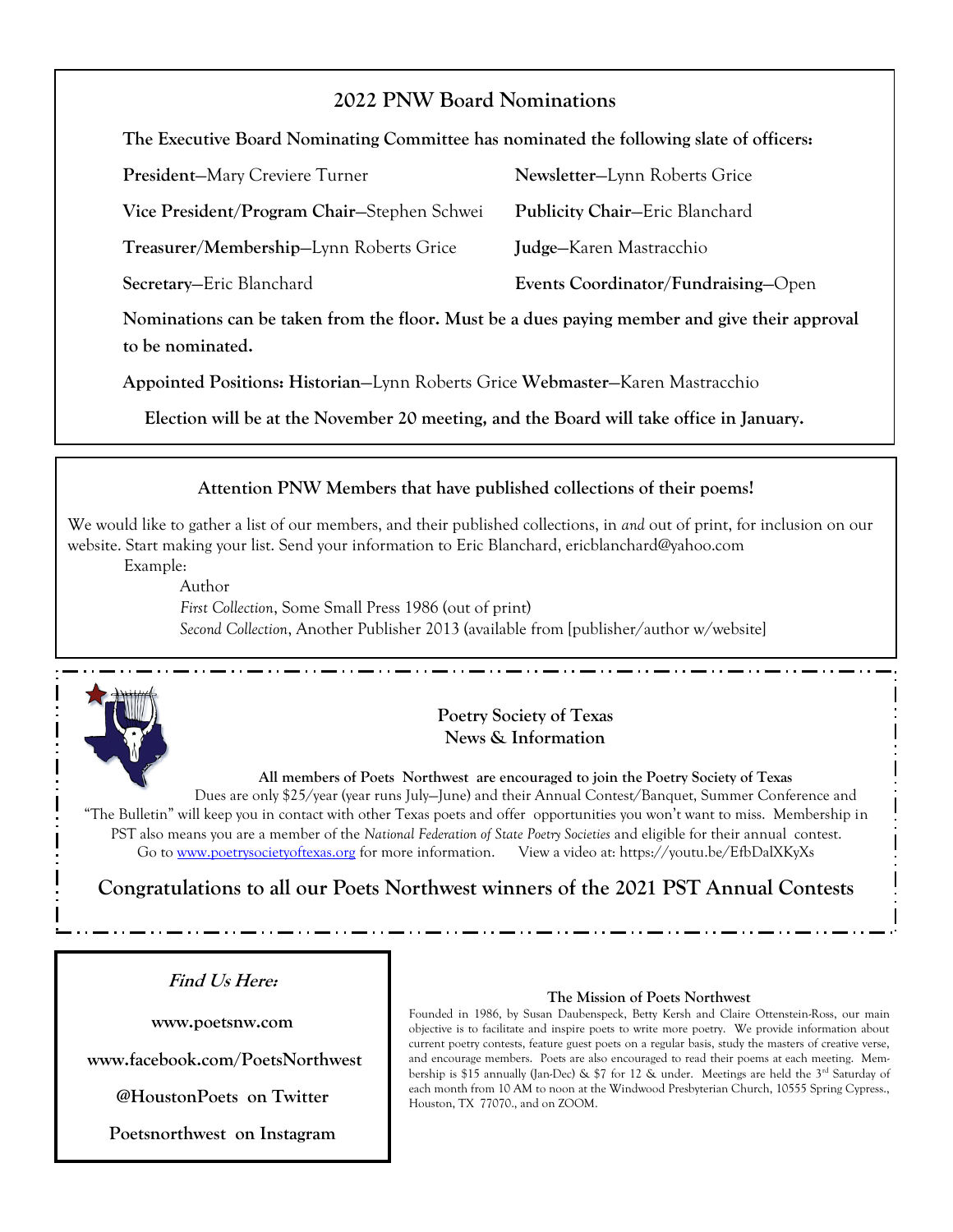## 2022 PNW Board Nominations

**The Executive Board Nominating Committee has nominated the following slate of officers:**

**President**—Mary Creviere Turner

**Vice President/Program Chair**—Stephen Schwei

**Treasurer/Membership**—Lynn Roberts Grice

**Secretary**—Eric Blanchard

**Newsletter**—Lynn Roberts Grice

**Publicity Chair**—Eric Blanchard

**Judge**—Karen Mastracchio

**Events Coordinator/Fundraising**—Open

**Nominations can be taken from the floor. Must be a dues paying member and give their approval to be nominated.**

**Appointed Positions: Historian**—Lynn Roberts Grice **Webmaster**—Karen Mastracchio

**Election will be at the November 20 meeting, and the Board will take office in January.**

---

**Attention PNW Members that have published collections of their poems!**

We would like to gather a list of our members, and their published collections, in *and* out of print, for inclusion on our website. Start making your list. Send your information to Eric Blanchard, ericblanchard@yahoo.com

Example:

Author
*First Collection*, Some Small Press 1986 (out of print)
*Second Collection*, Another Publisher 2013 (available from [publisher/author w/website]

---

**Poetry Society of Texas**
**News & Information**

**All members of Poets Northwest are encouraged to join the Poetry Society of Texas**

Dues are only $25/year (year runs July—June) and their Annual Contest/Banquet, Summer Conference and "The Bulletin" will keep you in contact with other Texas poets and offer opportunities you won't want to miss. Membership in PST also means you are a member of the *National Federation of State Poetry Societies* and eligible for their annual contest. Go to www.poetrysocietyoftexas.org for more information. View a video at: https://youtu.be/EfbDalXKyXs

**Congratulations to all our Poets Northwest winners of the 2021 PST Annual Contests**

---

***Find Us Here:***

**www.poetsnw.com**

**www.facebook.com/PoetsNorthwest**

**@HoustonPoets on Twitter**

**Poetsnorthwest on Instagram**

**The Mission of Poets Northwest**

Founded in 1986, by Susan Daubenspeck, Betty Kersh and Claire Ottenstein-Ross, our main objective is to facilitate and inspire poets to write more poetry. We provide information about current poetry contests, feature guest poets on a regular basis, study the masters of creative verse, and encourage members. Poets are also encouraged to read their poems at each meeting. Membership is $15 annually (Jan-Dec) & $7 for 12 & under. Meetings are held the 3rd Saturday of each month from 10 AM to noon at the Windwood Presbyterian Church, 10555 Spring Cypress., Houston, TX 77070., and on ZOOM.